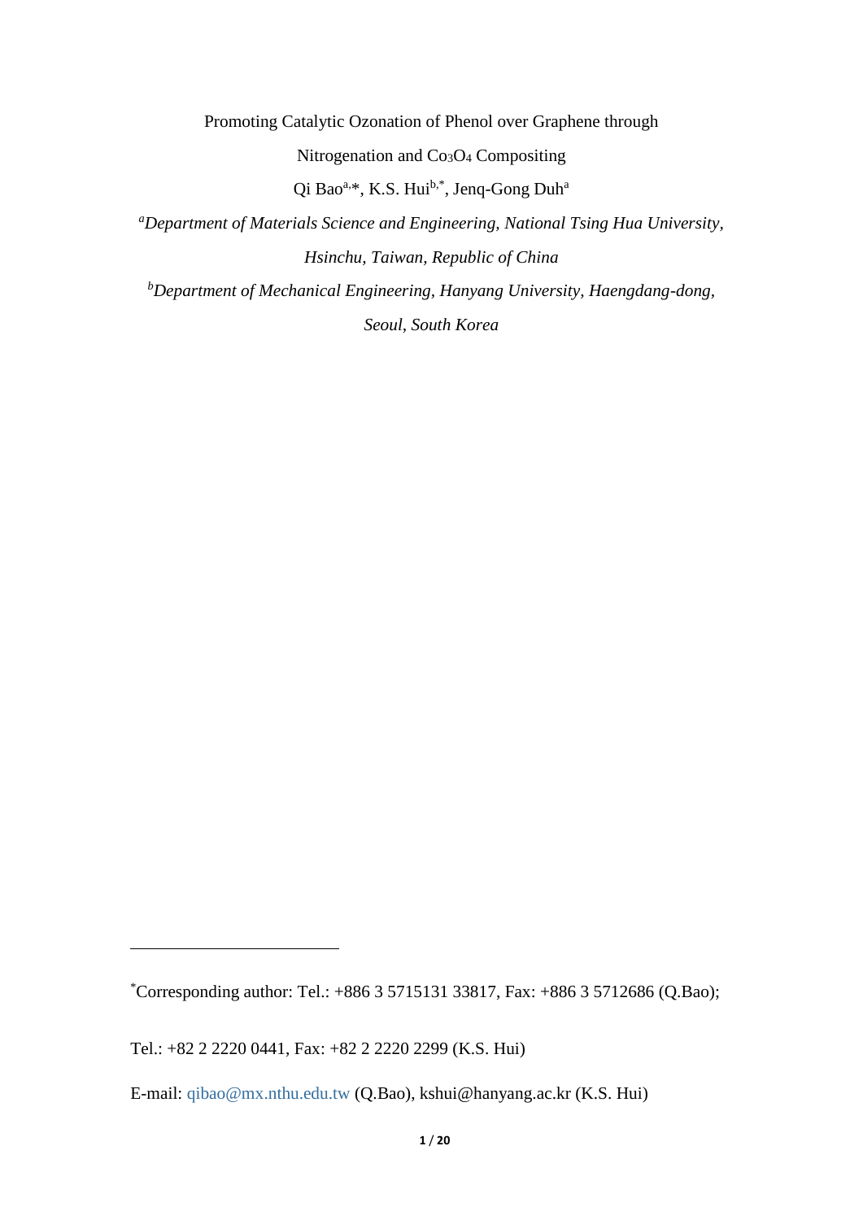# Promoting Catalytic Ozonation of Phenol over Graphene through Nitrogenation and $Co_3O_4$ Compositing

Qi Bao[a,*], K.S. Hui[b,*], Jenq-Gong Duh[a]

[a]*Department of Materials Science and Engineering, National Tsing Hua University, Hsinchu, Taiwan, Republic of China*

[b]*Department of Mechanical Engineering, Hanyang University, Haengdang-dong, Seoul, South Korea*

---

[*]Corresponding author: Tel.: +886 3 5715131 33817, Fax: +886 3 5712686 (Q.Bao);

Tel.: +82 2 2220 0441, Fax: +82 2 2220 2299 (K.S. Hui)

E-mail: qibao@mx.nthu.edu.tw (Q.Bao), kshui@hanyang.ac.kr (K.S. Hui)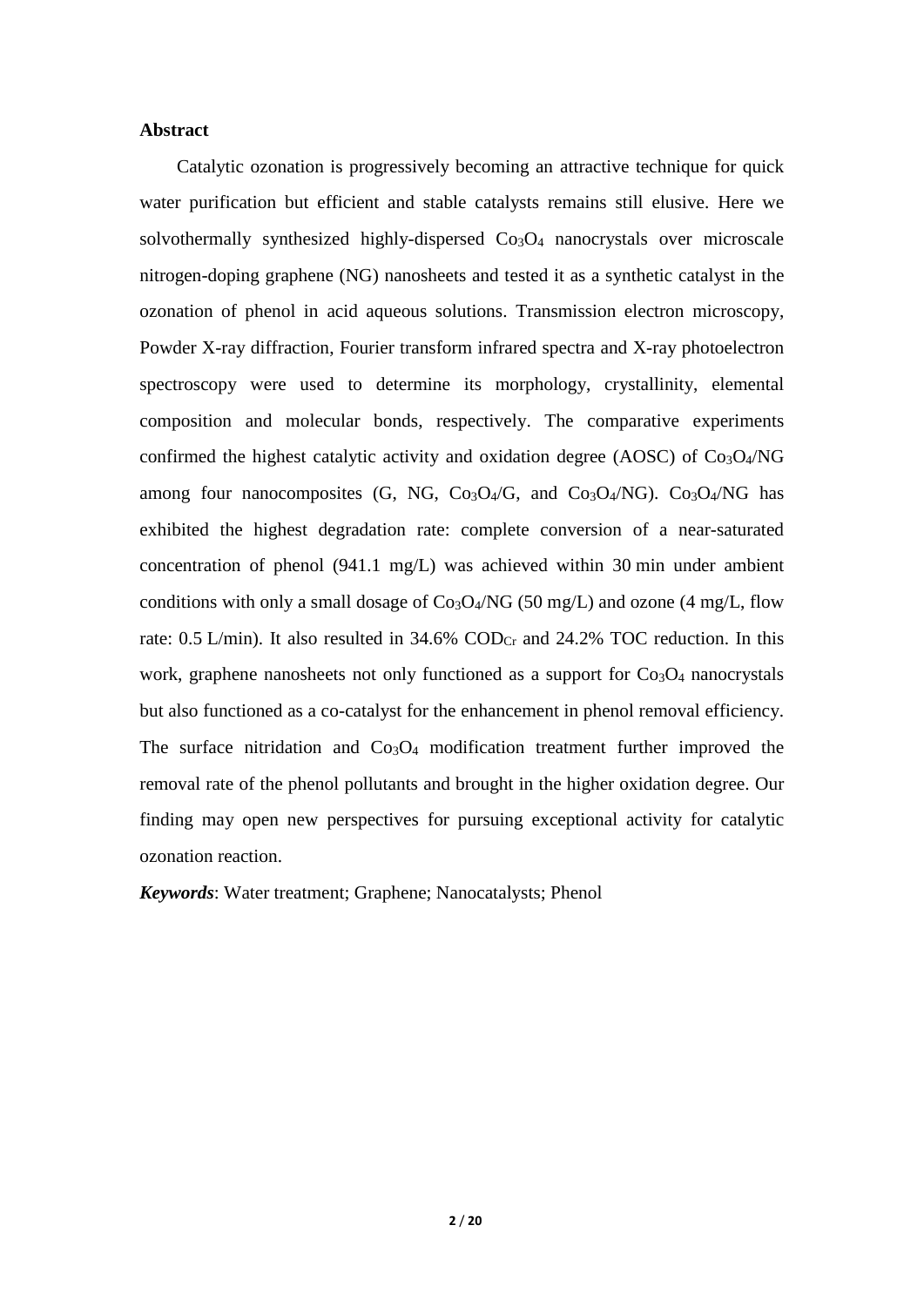## Abstract

Catalytic ozonation is progressively becoming an attractive technique for quick water purification but efficient and stable catalysts remains still elusive. Here we solvothermally synthesized highly-dispersed $Co_3O_4$ nanocrystals over microscale nitrogen-doping graphene (NG) nanosheets and tested it as a synthetic catalyst in the ozonation of phenol in acid aqueous solutions. Transmission electron microscopy, Powder X-ray diffraction, Fourier transform infrared spectra and X-ray photoelectron spectroscopy were used to determine its morphology, crystallinity, elemental composition and molecular bonds, respectively. The comparative experiments confirmed the highest catalytic activity and oxidation degree (AOSC) of $Co_3O_4$/NG among four nanocomposites (G, NG, $Co_3O_4$/G, and $Co_3O_4$/NG). $Co_3O_4$/NG has exhibited the highest degradation rate: complete conversion of a near-saturated concentration of phenol (941.1 mg/L) was achieved within 30 min under ambient conditions with only a small dosage of $Co_3O_4$/NG (50 mg/L) and ozone (4 mg/L, flow rate: 0.5 L/min). It also resulted in 34.6% $COD_{Cr}$ and 24.2% TOC reduction. In this work, graphene nanosheets not only functioned as a support for $Co_3O_4$ nanocrystals but also functioned as a co-catalyst for the enhancement in phenol removal efficiency. The surface nitridation and $Co_3O_4$ modification treatment further improved the removal rate of the phenol pollutants and brought in the higher oxidation degree. Our finding may open new perspectives for pursuing exceptional activity for catalytic ozonation reaction.

***Keywords***: Water treatment; Graphene; Nanocatalysts; Phenol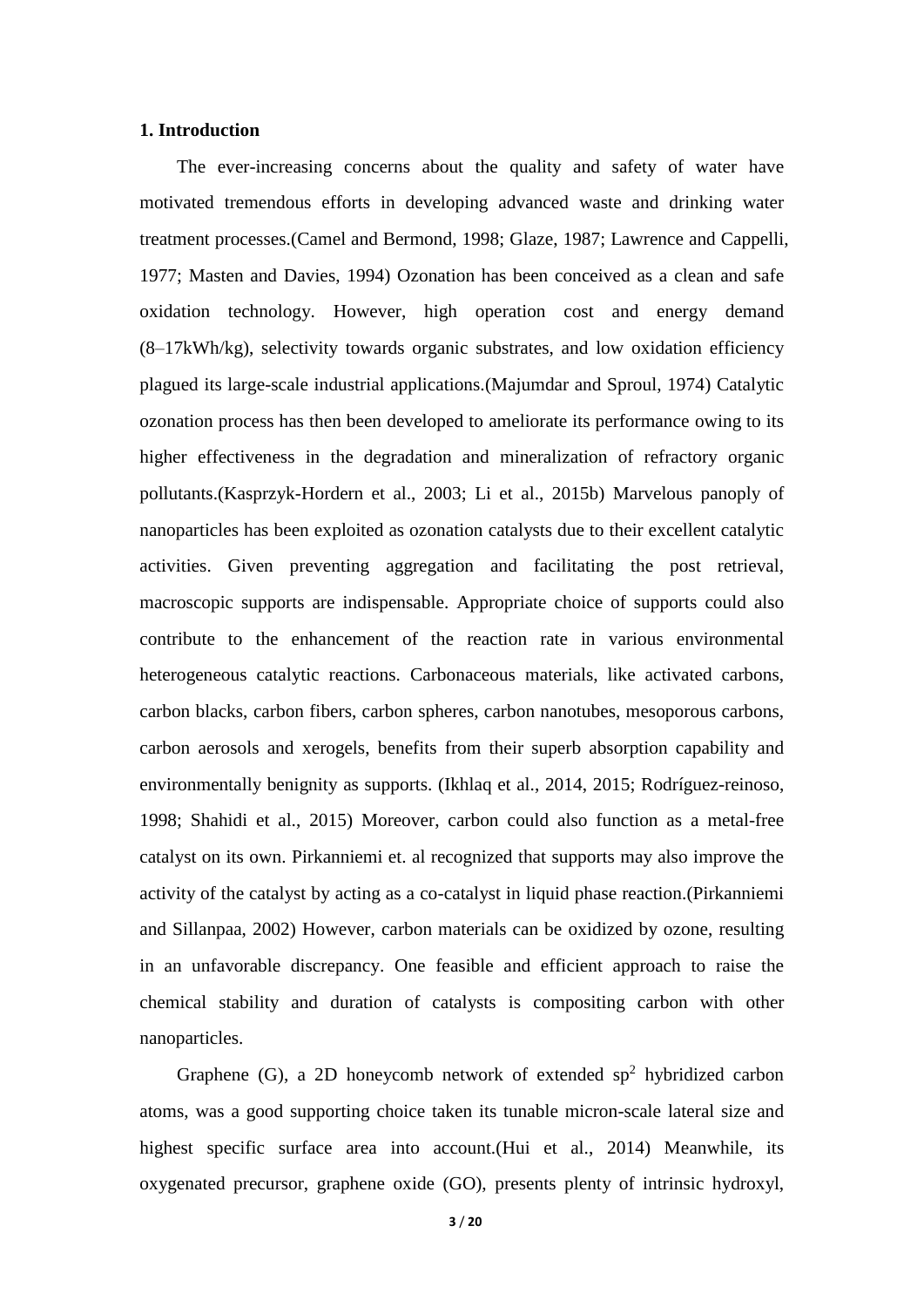## 1. Introduction

The ever-increasing concerns about the quality and safety of water have motivated tremendous efforts in developing advanced waste and drinking water treatment processes.(Camel and Bermond, 1998; Glaze, 1987; Lawrence and Cappelli, 1977; Masten and Davies, 1994) Ozonation has been conceived as a clean and safe oxidation technology. However, high operation cost and energy demand (8–17kWh/kg), selectivity towards organic substrates, and low oxidation efficiency plagued its large-scale industrial applications.(Majumdar and Sproul, 1974) Catalytic ozonation process has then been developed to ameliorate its performance owing to its higher effectiveness in the degradation and mineralization of refractory organic pollutants.(Kasprzyk-Hordern et al., 2003; Li et al., 2015b) Marvelous panoply of nanoparticles has been exploited as ozonation catalysts due to their excellent catalytic activities. Given preventing aggregation and facilitating the post retrieval, macroscopic supports are indispensable. Appropriate choice of supports could also contribute to the enhancement of the reaction rate in various environmental heterogeneous catalytic reactions. Carbonaceous materials, like activated carbons, carbon blacks, carbon fibers, carbon spheres, carbon nanotubes, mesoporous carbons, carbon aerosols and xerogels, benefits from their superb absorption capability and environmentally benignity as supports. (Ikhlaq et al., 2014, 2015; Rodríguez-reinoso, 1998; Shahidi et al., 2015) Moreover, carbon could also function as a metal-free catalyst on its own. Pirkanniemi et. al recognized that supports may also improve the activity of the catalyst by acting as a co-catalyst in liquid phase reaction.(Pirkanniemi and Sillanpaa, 2002) However, carbon materials can be oxidized by ozone, resulting in an unfavorable discrepancy. One feasible and efficient approach to raise the chemical stability and duration of catalysts is compositing carbon with other nanoparticles.

Graphene (G), a 2D honeycomb network of extended $sp^2$ hybridized carbon atoms, was a good supporting choice taken its tunable micron-scale lateral size and highest specific surface area into account.(Hui et al., 2014) Meanwhile, its oxygenated precursor, graphene oxide (GO), presents plenty of intrinsic hydroxyl,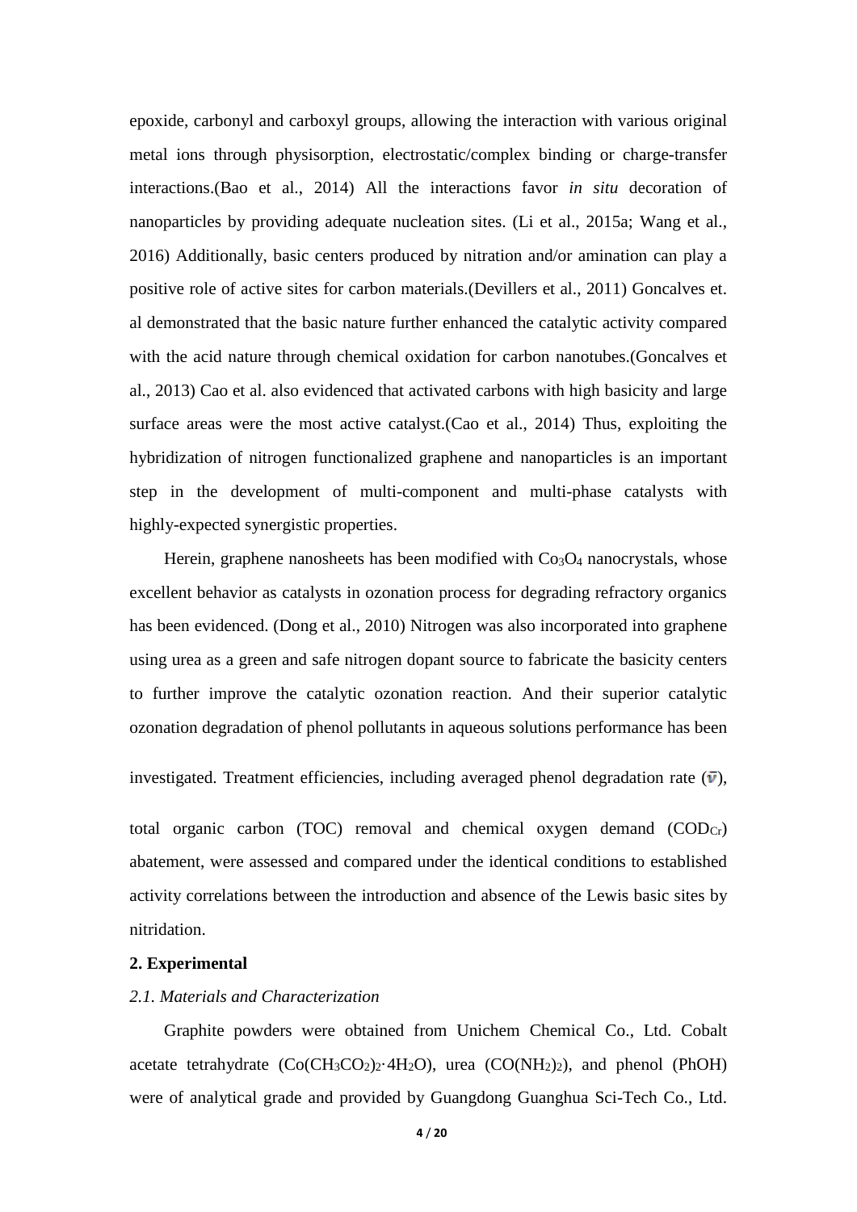epoxide, carbonyl and carboxyl groups, allowing the interaction with various original metal ions through physisorption, electrostatic/complex binding or charge-transfer interactions.(Bao et al., 2014) All the interactions favor *in situ* decoration of nanoparticles by providing adequate nucleation sites. (Li et al., 2015a; Wang et al., 2016) Additionally, basic centers produced by nitration and/or amination can play a positive role of active sites for carbon materials.(Devillers et al., 2011) Goncalves et. al demonstrated that the basic nature further enhanced the catalytic activity compared with the acid nature through chemical oxidation for carbon nanotubes.(Goncalves et al., 2013) Cao et al. also evidenced that activated carbons with high basicity and large surface areas were the most active catalyst.(Cao et al., 2014) Thus, exploiting the hybridization of nitrogen functionalized graphene and nanoparticles is an important step in the development of multi-component and multi-phase catalysts with highly-expected synergistic properties.

Herein, graphene nanosheets has been modified with $Co_3O_4$ nanocrystals, whose excellent behavior as catalysts in ozonation process for degrading refractory organics has been evidenced. (Dong et al., 2010) Nitrogen was also incorporated into graphene using urea as a green and safe nitrogen dopant source to fabricate the basicity centers to further improve the catalytic ozonation reaction. And their superior catalytic ozonation degradation of phenol pollutants in aqueous solutions performance has been investigated. Treatment efficiencies, including averaged phenol degradation rate ($\bar{v}$), total organic carbon (TOC) removal and chemical oxygen demand ($COD_{Cr}$) abatement, were assessed and compared under the identical conditions to established activity correlations between the introduction and absence of the Lewis basic sites by nitridation.

## 2. Experimental

### *2.1. Materials and Characterization*

Graphite powders were obtained from Unichem Chemical Co., Ltd. Cobalt acetate tetrahydrate ($Co(CH_3CO_2)_2{\cdot}4H_2O$), urea ($CO(NH_2)_2$), and phenol (PhOH) were of analytical grade and provided by Guangdong Guanghua Sci-Tech Co., Ltd.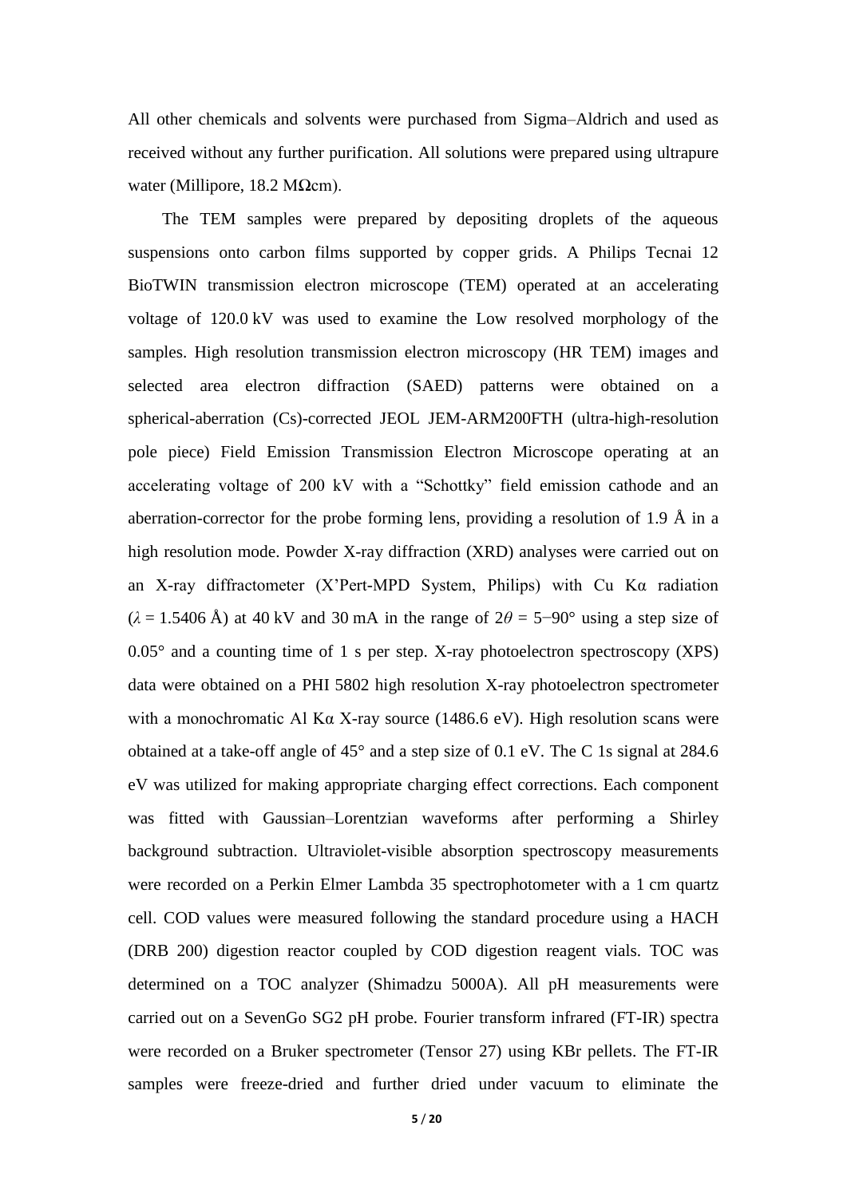All other chemicals and solvents were purchased from Sigma–Aldrich and used as received without any further purification. All solutions were prepared using ultrapure water (Millipore, 18.2 MΩcm).

The TEM samples were prepared by depositing droplets of the aqueous suspensions onto carbon films supported by copper grids. A Philips Tecnai 12 BioTWIN transmission electron microscope (TEM) operated at an accelerating voltage of 120.0 kV was used to examine the Low resolved morphology of the samples. High resolution transmission electron microscopy (HR TEM) images and selected area electron diffraction (SAED) patterns were obtained on a spherical-aberration (Cs)-corrected JEOL JEM-ARM200FTH (ultra-high-resolution pole piece) Field Emission Transmission Electron Microscope operating at an accelerating voltage of 200 kV with a "Schottky" field emission cathode and an aberration-corrector for the probe forming lens, providing a resolution of 1.9 Å in a high resolution mode. Powder X-ray diffraction (XRD) analyses were carried out on an X-ray diffractometer (X'Pert-MPD System, Philips) with Cu Kα radiation ($\lambda$ = 1.5406 Å) at 40 kV and 30 mA in the range of $2\theta$ = 5−90° using a step size of 0.05° and a counting time of 1 s per step. X-ray photoelectron spectroscopy (XPS) data were obtained on a PHI 5802 high resolution X-ray photoelectron spectrometer with a monochromatic Al Kα X-ray source (1486.6 eV). High resolution scans were obtained at a take-off angle of 45° and a step size of 0.1 eV. The C 1s signal at 284.6 eV was utilized for making appropriate charging effect corrections. Each component was fitted with Gaussian–Lorentzian waveforms after performing a Shirley background subtraction. Ultraviolet-visible absorption spectroscopy measurements were recorded on a Perkin Elmer Lambda 35 spectrophotometer with a 1 cm quartz cell. COD values were measured following the standard procedure using a HACH (DRB 200) digestion reactor coupled by COD digestion reagent vials. TOC was determined on a TOC analyzer (Shimadzu 5000A). All pH measurements were carried out on a SevenGo SG2 pH probe. Fourier transform infrared (FT-IR) spectra were recorded on a Bruker spectrometer (Tensor 27) using KBr pellets. The FT-IR samples were freeze-dried and further dried under vacuum to eliminate the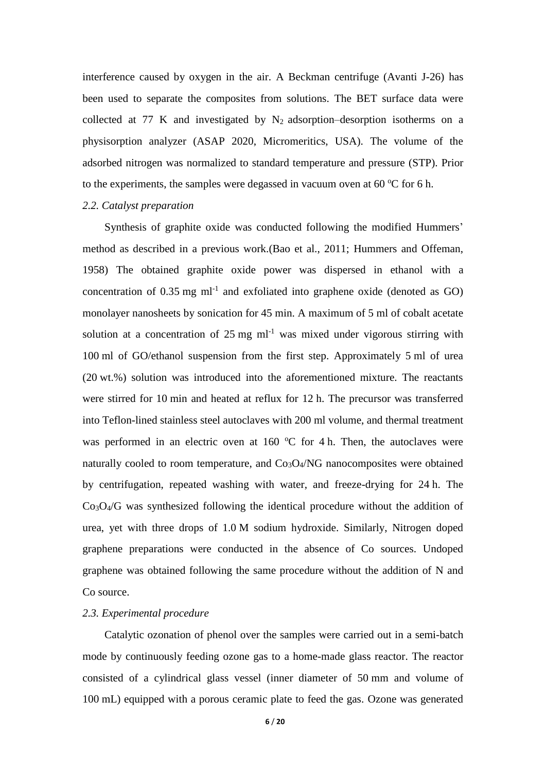interference caused by oxygen in the air. A Beckman centrifuge (Avanti J-26) has been used to separate the composites from solutions. The BET surface data were collected at 77 K and investigated by $N_2$ adsorption–desorption isotherms on a physisorption analyzer (ASAP 2020, Micromeritics, USA). The volume of the adsorbed nitrogen was normalized to standard temperature and pressure (STP). Prior to the experiments, the samples were degassed in vacuum oven at 60 $^oC$ for 6 h.

### *2.2. Catalyst preparation*

Synthesis of graphite oxide was conducted following the modified Hummers' method as described in a previous work.(Bao et al., 2011; Hummers and Offeman, 1958) The obtained graphite oxide power was dispersed in ethanol with a concentration of 0.35 mg $ml^{-1}$ and exfoliated into graphene oxide (denoted as GO) monolayer nanosheets by sonication for 45 min. A maximum of 5 ml of cobalt acetate solution at a concentration of 25 mg $ml^{-1}$ was mixed under vigorous stirring with 100 ml of GO/ethanol suspension from the first step. Approximately 5 ml of urea (20 wt.%) solution was introduced into the aforementioned mixture. The reactants were stirred for 10 min and heated at reflux for 12 h. The precursor was transferred into Teflon-lined stainless steel autoclaves with 200 ml volume, and thermal treatment was performed in an electric oven at 160 $^oC$ for 4 h. Then, the autoclaves were naturally cooled to room temperature, and $Co_3O_4$/NG nanocomposites were obtained by centrifugation, repeated washing with water, and freeze-drying for 24 h. The $Co_3O_4$/G was synthesized following the identical procedure without the addition of urea, yet with three drops of 1.0 M sodium hydroxide. Similarly, Nitrogen doped graphene preparations were conducted in the absence of Co sources. Undoped graphene was obtained following the same procedure without the addition of N and Co source.

### *2.3. Experimental procedure*

Catalytic ozonation of phenol over the samples were carried out in a semi-batch mode by continuously feeding ozone gas to a home-made glass reactor. The reactor consisted of a cylindrical glass vessel (inner diameter of 50 mm and volume of 100 mL) equipped with a porous ceramic plate to feed the gas. Ozone was generated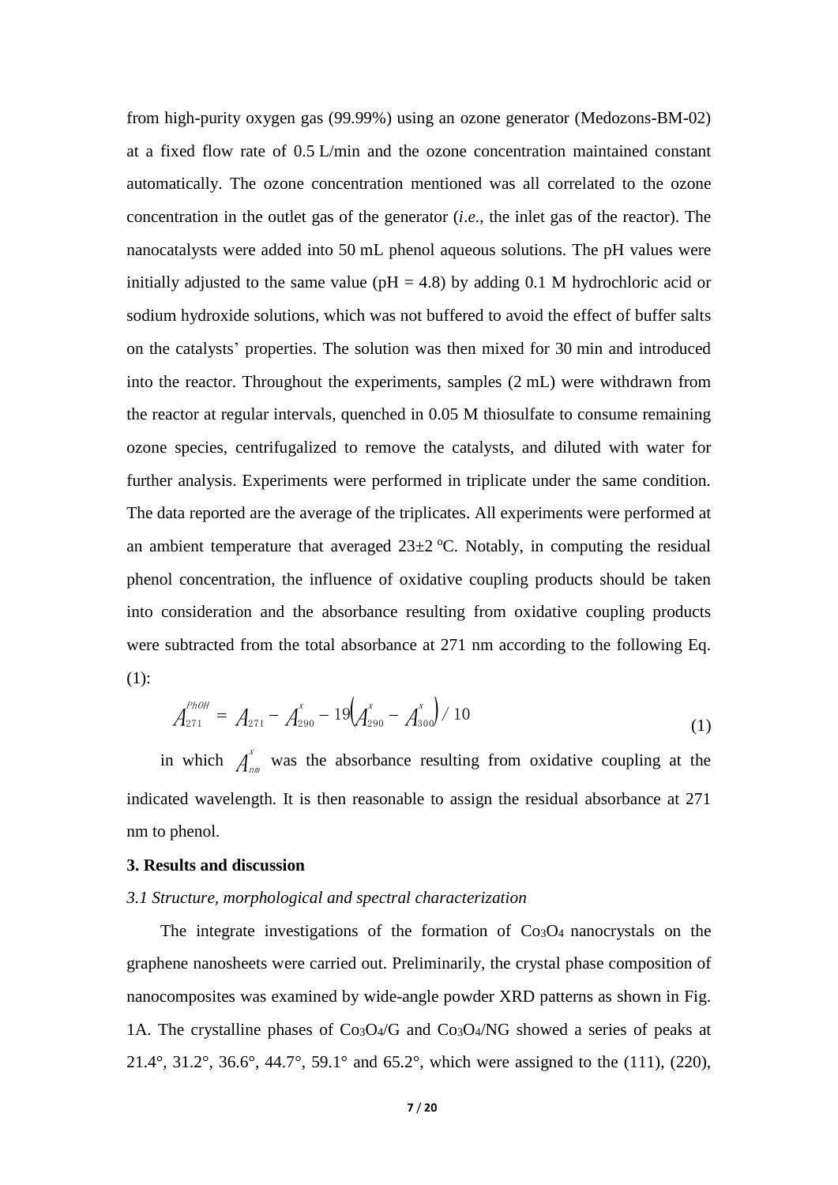from high-purity oxygen gas (99.99%) using an ozone generator (Medozons-BM-02) at a fixed flow rate of 0.5 L/min and the ozone concentration maintained constant automatically. The ozone concentration mentioned was all correlated to the ozone concentration in the outlet gas of the generator (*i.e*., the inlet gas of the reactor). The nanocatalysts were added into 50 mL phenol aqueous solutions. The pH values were initially adjusted to the same value (pH = 4.8) by adding 0.1 M hydrochloric acid or sodium hydroxide solutions, which was not buffered to avoid the effect of buffer salts on the catalysts' properties. The solution was then mixed for 30 min and introduced into the reactor. Throughout the experiments, samples (2 mL) were withdrawn from the reactor at regular intervals, quenched in 0.05 M thiosulfate to consume remaining ozone species, centrifugalized to remove the catalysts, and diluted with water for further analysis. Experiments were performed in triplicate under the same condition. The data reported are the average of the triplicates. All experiments were performed at an ambient temperature that averaged 23±2 ºC. Notably, in computing the residual phenol concentration, the influence of oxidative coupling products should be taken into consideration and the absorbance resulting from oxidative coupling products were subtracted from the total absorbance at 271 nm according to the following Eq. (1):

$$A_{271}^{PhOH} = A_{271} - A_{290}^{x} - 19\left(A_{290}^{x} - A_{300}^{x}\right) / 10 \tag{1}$$

in which $A_{nm}^{x}$ was the absorbance resulting from oxidative coupling at the indicated wavelength. It is then reasonable to assign the residual absorbance at 271 nm to phenol.

## 3. Results and discussion

### *3.1 Structure, morphological and spectral characterization*

The integrate investigations of the formation of $Co_3O_4$ nanocrystals on the graphene nanosheets were carried out. Preliminarily, the crystal phase composition of nanocomposites was examined by wide-angle powder XRD patterns as shown in Fig. 1A. The crystalline phases of $Co_3O_4$/G and $Co_3O_4$/NG showed a series of peaks at 21.4°, 31.2°, 36.6°, 44.7°, 59.1° and 65.2°, which were assigned to the (111), (220),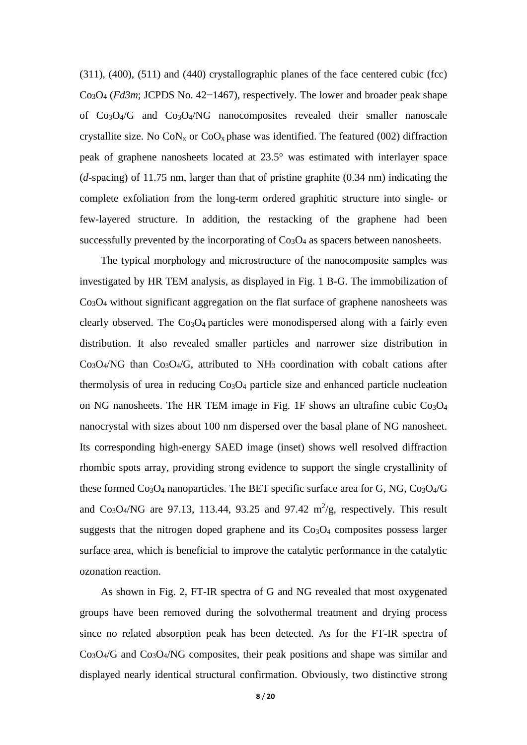(311), (400), (511) and (440) crystallographic planes of the face centered cubic (fcc) $Co_3O_4$ (*Fd3m*; JCPDS No. 42−1467), respectively. The lower and broader peak shape of $Co_3O_4$/G and $Co_3O_4$/NG nanocomposites revealed their smaller nanoscale crystallite size. No $CoN_x$ or $CoO_x$ phase was identified. The featured (002) diffraction peak of graphene nanosheets located at 23.5° was estimated with interlayer space (*d*-spacing) of 11.75 nm, larger than that of pristine graphite (0.34 nm) indicating the complete exfoliation from the long-term ordered graphitic structure into single- or few-layered structure. In addition, the restacking of the graphene had been successfully prevented by the incorporating of $Co_3O_4$ as spacers between nanosheets.

The typical morphology and microstructure of the nanocomposite samples was investigated by HR TEM analysis, as displayed in Fig. 1 B-G. The immobilization of $Co_3O_4$ without significant aggregation on the flat surface of graphene nanosheets was clearly observed. The $Co_3O_4$ particles were monodispersed along with a fairly even distribution. It also revealed smaller particles and narrower size distribution in $Co_3O_4$/NG than $Co_3O_4$/G, attributed to $NH_3$ coordination with cobalt cations after thermolysis of urea in reducing $Co_3O_4$ particle size and enhanced particle nucleation on NG nanosheets. The HR TEM image in Fig. 1F shows an ultrafine cubic $Co_3O_4$ nanocrystal with sizes about 100 nm dispersed over the basal plane of NG nanosheet. Its corresponding high-energy SAED image (inset) shows well resolved diffraction rhombic spots array, providing strong evidence to support the single crystallinity of these formed $Co_3O_4$ nanoparticles. The BET specific surface area for G, NG, $Co_3O_4$/G and $Co_3O_4$/NG are 97.13, 113.44, 93.25 and 97.42 $m^2$/g, respectively. This result suggests that the nitrogen doped graphene and its $Co_3O_4$ composites possess larger surface area, which is beneficial to improve the catalytic performance in the catalytic ozonation reaction.

As shown in Fig. 2, FT-IR spectra of G and NG revealed that most oxygenated groups have been removed during the solvothermal treatment and drying process since no related absorption peak has been detected. As for the FT-IR spectra of $Co_3O_4$/G and $Co_3O_4$/NG composites, their peak positions and shape was similar and displayed nearly identical structural confirmation. Obviously, two distinctive strong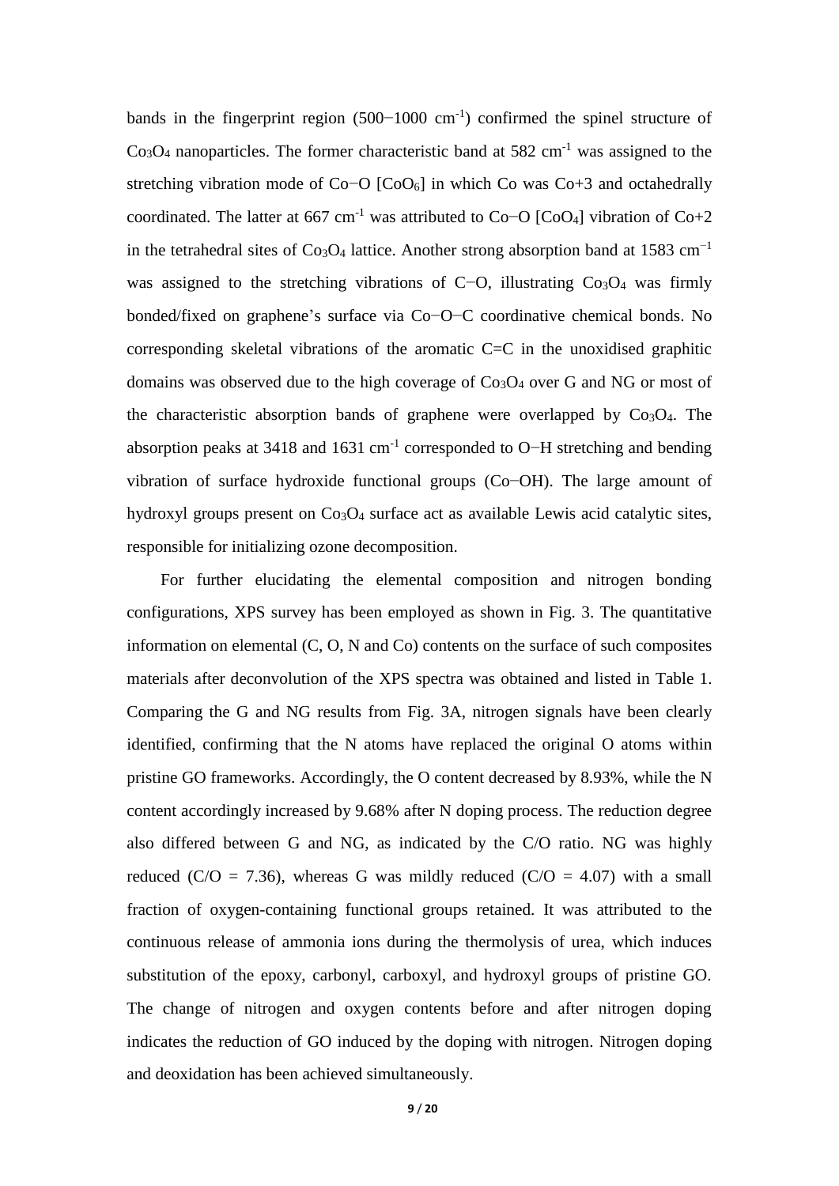bands in the fingerprint region (500−1000 $cm^{-1}$) confirmed the spinel structure of $Co_3O_4$ nanoparticles. The former characteristic band at 582 $cm^{-1}$ was assigned to the stretching vibration mode of Co−O [$CoO_6$] in which Co was Co+3 and octahedrally coordinated. The latter at 667 $cm^{-1}$ was attributed to Co−O [$CoO_4$] vibration of Co+2 in the tetrahedral sites of $Co_3O_4$ lattice. Another strong absorption band at 1583 $cm^{-1}$ was assigned to the stretching vibrations of C−O, illustrating $Co_3O_4$ was firmly bonded/fixed on graphene's surface via Co−O−C coordinative chemical bonds. No corresponding skeletal vibrations of the aromatic C=C in the unoxidised graphitic domains was observed due to the high coverage of $Co_3O_4$ over G and NG or most of the characteristic absorption bands of graphene were overlapped by $Co_3O_4$. The absorption peaks at 3418 and 1631 $cm^{-1}$ corresponded to O−H stretching and bending vibration of surface hydroxide functional groups (Co−OH). The large amount of hydroxyl groups present on $Co_3O_4$ surface act as available Lewis acid catalytic sites, responsible for initializing ozone decomposition.

For further elucidating the elemental composition and nitrogen bonding configurations, XPS survey has been employed as shown in Fig. 3. The quantitative information on elemental (C, O, N and Co) contents on the surface of such composites materials after deconvolution of the XPS spectra was obtained and listed in Table 1. Comparing the G and NG results from Fig. 3A, nitrogen signals have been clearly identified, confirming that the N atoms have replaced the original O atoms within pristine GO frameworks. Accordingly, the O content decreased by 8.93%, while the N content accordingly increased by 9.68% after N doping process. The reduction degree also differed between G and NG, as indicated by the C/O ratio. NG was highly reduced (C/O = 7.36), whereas G was mildly reduced (C/O = 4.07) with a small fraction of oxygen-containing functional groups retained. It was attributed to the continuous release of ammonia ions during the thermolysis of urea, which induces substitution of the epoxy, carbonyl, carboxyl, and hydroxyl groups of pristine GO. The change of nitrogen and oxygen contents before and after nitrogen doping indicates the reduction of GO induced by the doping with nitrogen. Nitrogen doping and deoxidation has been achieved simultaneously.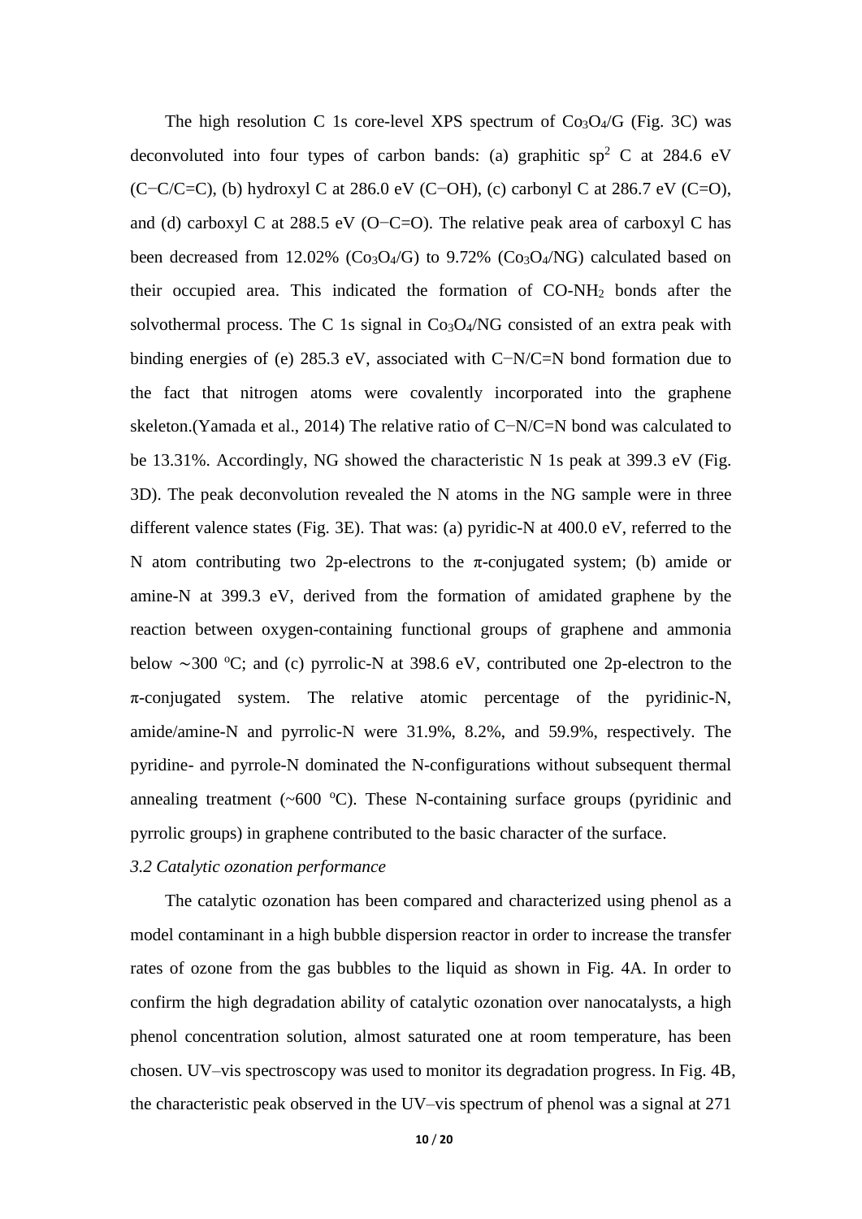The high resolution C 1s core-level XPS spectrum of $Co_3O_4$/G (Fig. 3C) was deconvoluted into four types of carbon bands: (a) graphitic $sp^2$ C at 284.6 eV (C−C/C=C), (b) hydroxyl C at 286.0 eV (C−OH), (c) carbonyl C at 286.7 eV (C=O), and (d) carboxyl C at 288.5 eV (O−C=O). The relative peak area of carboxyl C has been decreased from 12.02% ($Co_3O_4$/G) to 9.72% ($Co_3O_4$/NG) calculated based on their occupied area. This indicated the formation of CO-$NH_2$ bonds after the solvothermal process. The C 1s signal in $Co_3O_4$/NG consisted of an extra peak with binding energies of (e) 285.3 eV, associated with C−N/C=N bond formation due to the fact that nitrogen atoms were covalently incorporated into the graphene skeleton.(Yamada et al., 2014) The relative ratio of C−N/C=N bond was calculated to be 13.31%. Accordingly, NG showed the characteristic N 1s peak at 399.3 eV (Fig. 3D). The peak deconvolution revealed the N atoms in the NG sample were in three different valence states (Fig. 3E). That was: (a) pyridic-N at 400.0 eV, referred to the N atom contributing two 2p-electrons to the π-conjugated system; (b) amide or amine-N at 399.3 eV, derived from the formation of amidated graphene by the reaction between oxygen-containing functional groups of graphene and ammonia below ∼300 $^{o}$C; and (c) pyrrolic-N at 398.6 eV, contributed one 2p-electron to the π-conjugated system. The relative atomic percentage of the pyridinic-N, amide/amine-N and pyrrolic-N were 31.9%, 8.2%, and 59.9%, respectively. The pyridine- and pyrrole-N dominated the N-configurations without subsequent thermal annealing treatment (~600 $^{o}$C). These N-containing surface groups (pyridinic and pyrrolic groups) in graphene contributed to the basic character of the surface.

### *3.2 Catalytic ozonation performance*

The catalytic ozonation has been compared and characterized using phenol as a model contaminant in a high bubble dispersion reactor in order to increase the transfer rates of ozone from the gas bubbles to the liquid as shown in Fig. 4A. In order to confirm the high degradation ability of catalytic ozonation over nanocatalysts, a high phenol concentration solution, almost saturated one at room temperature, has been chosen. UV–vis spectroscopy was used to monitor its degradation progress. In Fig. 4B, the characteristic peak observed in the UV–vis spectrum of phenol was a signal at 271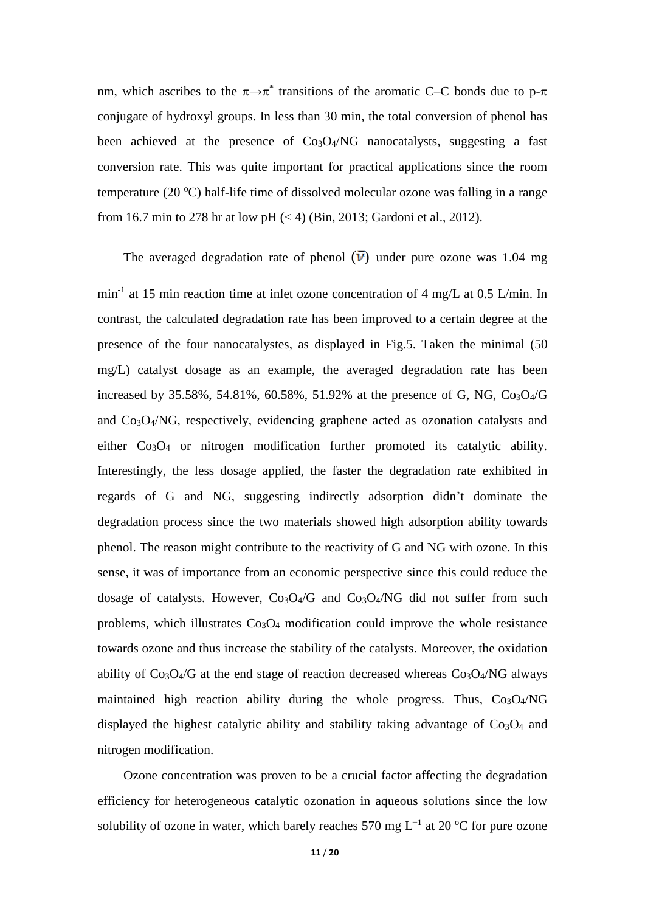nm, which ascribes to the $\pi \rightarrow \pi^*$ transitions of the aromatic C–C bonds due to p-$\pi$ conjugate of hydroxyl groups. In less than 30 min, the total conversion of phenol has been achieved at the presence of $Co_3O_4$/NG nanocatalysts, suggesting a fast conversion rate. This was quite important for practical applications since the room temperature (20 °C) half-life time of dissolved molecular ozone was falling in a range from 16.7 min to 278 hr at low pH (< 4) (Bin, 2013; Gardoni et al., 2012).

The averaged degradation rate of phenol ($\bar{v}$) under pure ozone was 1.04 mg min$^{-1}$ at 15 min reaction time at inlet ozone concentration of 4 mg/L at 0.5 L/min. In contrast, the calculated degradation rate has been improved to a certain degree at the presence of the four nanocatalystes, as displayed in Fig.5. Taken the minimal (50 mg/L) catalyst dosage as an example, the averaged degradation rate has been increased by 35.58%, 54.81%, 60.58%, 51.92% at the presence of G, NG, $Co_3O_4$/G and $Co_3O_4$/NG, respectively, evidencing graphene acted as ozonation catalysts and either $Co_3O_4$ or nitrogen modification further promoted its catalytic ability. Interestingly, the less dosage applied, the faster the degradation rate exhibited in regards of G and NG, suggesting indirectly adsorption didn't dominate the degradation process since the two materials showed high adsorption ability towards phenol. The reason might contribute to the reactivity of G and NG with ozone. In this sense, it was of importance from an economic perspective since this could reduce the dosage of catalysts. However, $Co_3O_4$/G and $Co_3O_4$/NG did not suffer from such problems, which illustrates $Co_3O_4$ modification could improve the whole resistance towards ozone and thus increase the stability of the catalysts. Moreover, the oxidation ability of $Co_3O_4$/G at the end stage of reaction decreased whereas $Co_3O_4$/NG always maintained high reaction ability during the whole progress. Thus, $Co_3O_4$/NG displayed the highest catalytic ability and stability taking advantage of $Co_3O_4$ and nitrogen modification.

Ozone concentration was proven to be a crucial factor affecting the degradation efficiency for heterogeneous catalytic ozonation in aqueous solutions since the low solubility of ozone in water, which barely reaches 570 mg L$^{-1}$ at 20 °C for pure ozone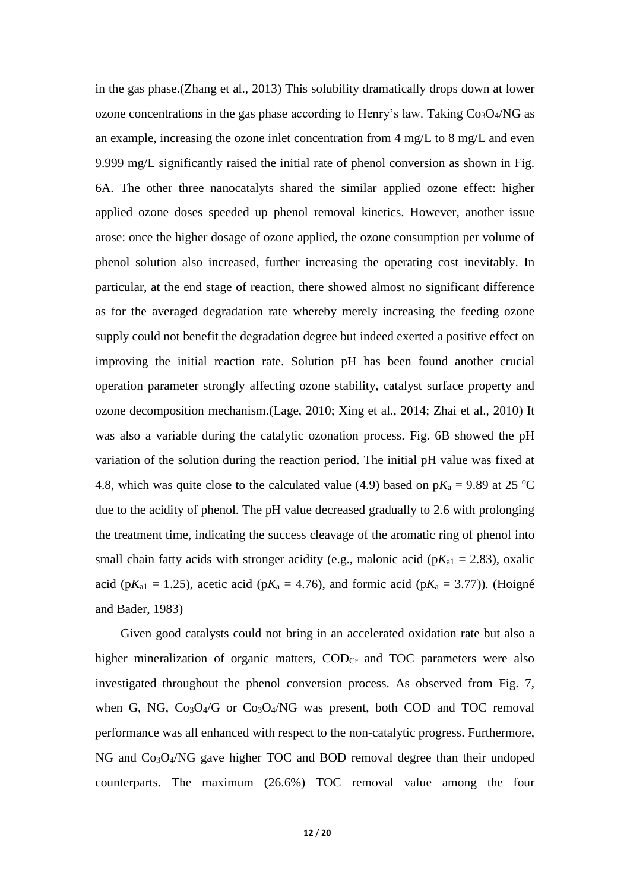in the gas phase.(Zhang et al., 2013) This solubility dramatically drops down at lower ozone concentrations in the gas phase according to Henry's law. Taking $Co_3O_4$/NG as an example, increasing the ozone inlet concentration from 4 mg/L to 8 mg/L and even 9.999 mg/L significantly raised the initial rate of phenol conversion as shown in Fig. 6A. The other three nanocatalyts shared the similar applied ozone effect: higher applied ozone doses speeded up phenol removal kinetics. However, another issue arose: once the higher dosage of ozone applied, the ozone consumption per volume of phenol solution also increased, further increasing the operating cost inevitably. In particular, at the end stage of reaction, there showed almost no significant difference as for the averaged degradation rate whereby merely increasing the feeding ozone supply could not benefit the degradation degree but indeed exerted a positive effect on improving the initial reaction rate. Solution pH has been found another crucial operation parameter strongly affecting ozone stability, catalyst surface property and ozone decomposition mechanism.(Lage, 2010; Xing et al., 2014; Zhai et al., 2010) It was also a variable during the catalytic ozonation process. Fig. 6B showed the pH variation of the solution during the reaction period. The initial pH value was fixed at 4.8, which was quite close to the calculated value (4.9) based on $pK_a = 9.89$ at 25 °C due to the acidity of phenol. The pH value decreased gradually to 2.6 with prolonging the treatment time, indicating the success cleavage of the aromatic ring of phenol into small chain fatty acids with stronger acidity (e.g., malonic acid ($pK_{a1} = 2.83$), oxalic acid ($pK_{a1} = 1.25$), acetic acid ($pK_a = 4.76$), and formic acid ($pK_a = 3.77$)). (Hoigné and Bader, 1983)

Given good catalysts could not bring in an accelerated oxidation rate but also a higher mineralization of organic matters, $COD_{Cr}$ and TOC parameters were also investigated throughout the phenol conversion process. As observed from Fig. 7, when G, NG, $Co_3O_4$/G or $Co_3O_4$/NG was present, both COD and TOC removal performance was all enhanced with respect to the non-catalytic progress. Furthermore, NG and $Co_3O_4$/NG gave higher TOC and BOD removal degree than their undoped counterparts. The maximum (26.6%) TOC removal value among the four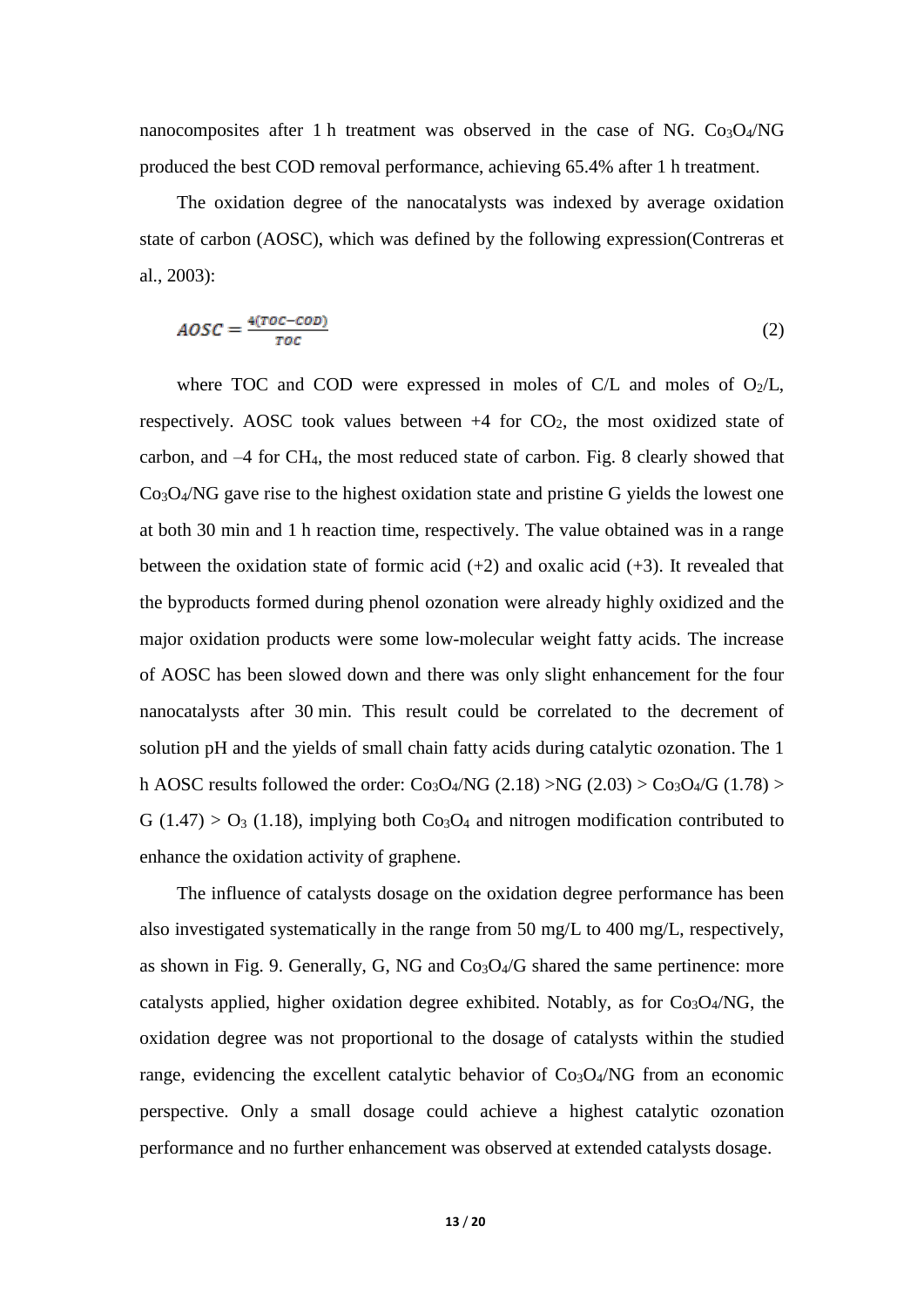nanocomposites after 1 h treatment was observed in the case of NG. $Co_3O_4$/NG produced the best COD removal performance, achieving 65.4% after 1 h treatment.

The oxidation degree of the nanocatalysts was indexed by average oxidation state of carbon (AOSC), which was defined by the following expression(Contreras et al., 2003):

$$AOSC = \frac{4(TOC - COD)}{TOC} \tag{2}$$

where TOC and COD were expressed in moles of C/L and moles of $O_2$/L, respectively. AOSC took values between +4 for $CO_2$, the most oxidized state of carbon, and –4 for $CH_4$, the most reduced state of carbon. Fig. 8 clearly showed that $Co_3O_4$/NG gave rise to the highest oxidation state and pristine G yields the lowest one at both 30 min and 1 h reaction time, respectively. The value obtained was in a range between the oxidation state of formic acid (+2) and oxalic acid (+3). It revealed that the byproducts formed during phenol ozonation were already highly oxidized and the major oxidation products were some low-molecular weight fatty acids. The increase of AOSC has been slowed down and there was only slight enhancement for the four nanocatalysts after 30 min. This result could be correlated to the decrement of solution pH and the yields of small chain fatty acids during catalytic ozonation. The 1 h AOSC results followed the order: $Co_3O_4$/NG (2.18) >NG (2.03) > $Co_3O_4$/G (1.78) > G (1.47) > $O_3$ (1.18), implying both $Co_3O_4$ and nitrogen modification contributed to enhance the oxidation activity of graphene.

The influence of catalysts dosage on the oxidation degree performance has been also investigated systematically in the range from 50 mg/L to 400 mg/L, respectively, as shown in Fig. 9. Generally, G, NG and $Co_3O_4$/G shared the same pertinence: more catalysts applied, higher oxidation degree exhibited. Notably, as for $Co_3O_4$/NG, the oxidation degree was not proportional to the dosage of catalysts within the studied range, evidencing the excellent catalytic behavior of $Co_3O_4$/NG from an economic perspective. Only a small dosage could achieve a highest catalytic ozonation performance and no further enhancement was observed at extended catalysts dosage.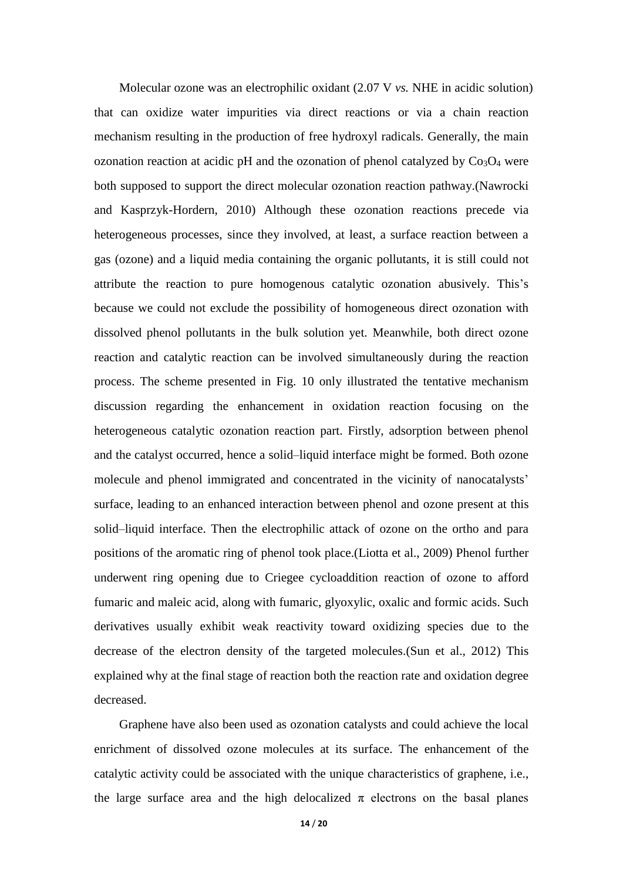Molecular ozone was an electrophilic oxidant (2.07 V *vs.* NHE in acidic solution) that can oxidize water impurities via direct reactions or via a chain reaction mechanism resulting in the production of free hydroxyl radicals. Generally, the main ozonation reaction at acidic pH and the ozonation of phenol catalyzed by $Co_3O_4$ were both supposed to support the direct molecular ozonation reaction pathway.(Nawrocki and Kasprzyk-Hordern, 2010) Although these ozonation reactions precede via heterogeneous processes, since they involved, at least, a surface reaction between a gas (ozone) and a liquid media containing the organic pollutants, it is still could not attribute the reaction to pure homogenous catalytic ozonation abusively. This's because we could not exclude the possibility of homogeneous direct ozonation with dissolved phenol pollutants in the bulk solution yet. Meanwhile, both direct ozone reaction and catalytic reaction can be involved simultaneously during the reaction process. The scheme presented in Fig. 10 only illustrated the tentative mechanism discussion regarding the enhancement in oxidation reaction focusing on the heterogeneous catalytic ozonation reaction part. Firstly, adsorption between phenol and the catalyst occurred, hence a solid–liquid interface might be formed. Both ozone molecule and phenol immigrated and concentrated in the vicinity of nanocatalysts' surface, leading to an enhanced interaction between phenol and ozone present at this solid–liquid interface. Then the electrophilic attack of ozone on the ortho and para positions of the aromatic ring of phenol took place.(Liotta et al., 2009) Phenol further underwent ring opening due to Criegee cycloaddition reaction of ozone to afford fumaric and maleic acid, along with fumaric, glyoxylic, oxalic and formic acids. Such derivatives usually exhibit weak reactivity toward oxidizing species due to the decrease of the electron density of the targeted molecules.(Sun et al., 2012) This explained why at the final stage of reaction both the reaction rate and oxidation degree decreased.

Graphene have also been used as ozonation catalysts and could achieve the local enrichment of dissolved ozone molecules at its surface. The enhancement of the catalytic activity could be associated with the unique characteristics of graphene, i.e., the large surface area and the high delocalized $\pi$ electrons on the basal planes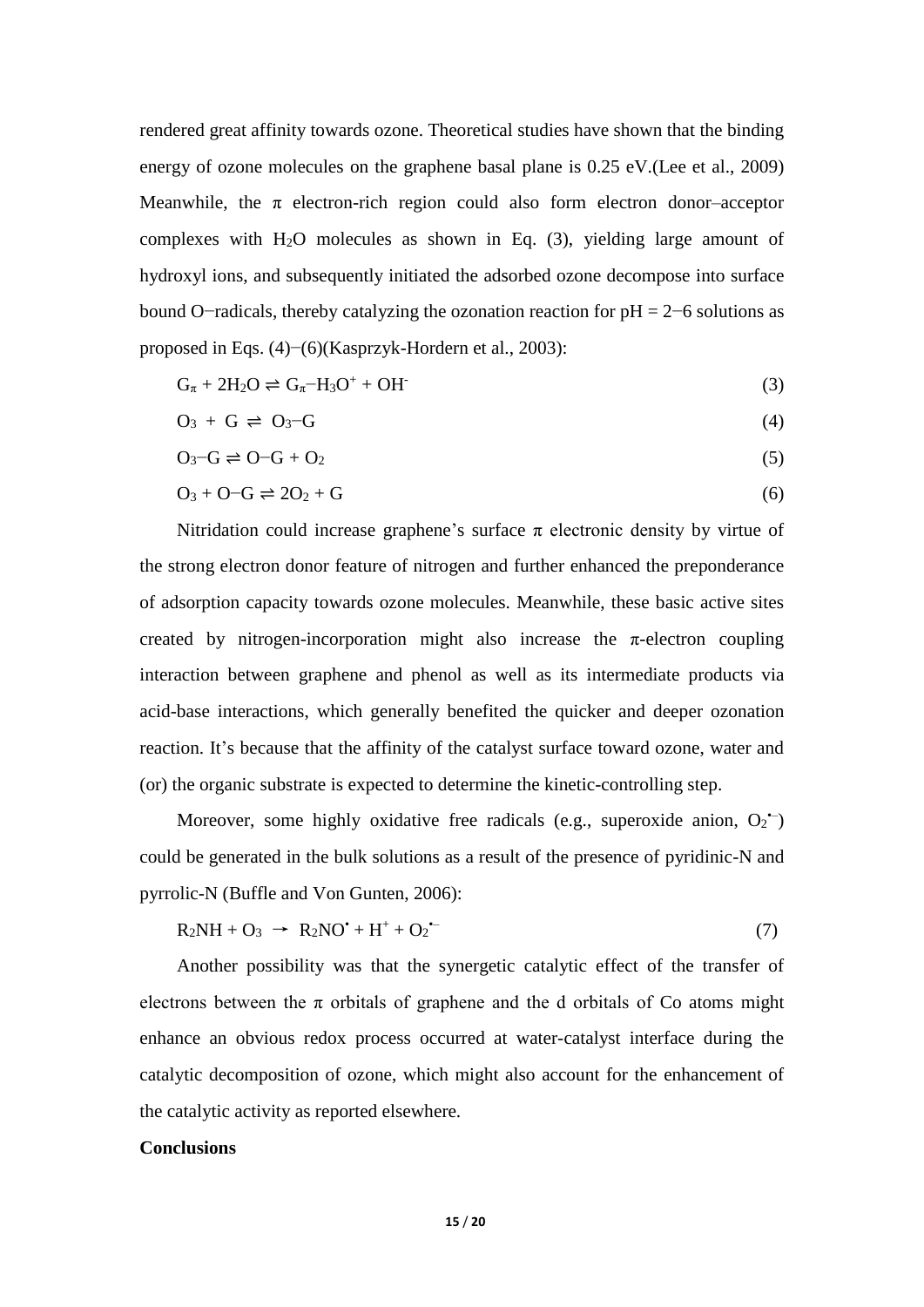rendered great affinity towards ozone. Theoretical studies have shown that the binding energy of ozone molecules on the graphene basal plane is 0.25 eV.(Lee et al., 2009) Meanwhile, the π electron-rich region could also form electron donor–acceptor complexes with $H_2O$ molecules as shown in Eq. (3), yielding large amount of hydroxyl ions, and subsequently initiated the adsorbed ozone decompose into surface bound O−radicals, thereby catalyzing the ozonation reaction for pH = 2−6 solutions as proposed in Eqs. (4)−(6)(Kasprzyk-Hordern et al., 2003):

$$G_\pi + 2H_2O \rightleftharpoons G_\pi{-}H_3O^+ + OH^- \tag{3}$$

$$O_3 + G \rightleftharpoons O_3{-}G \tag{4}$$

$$O_3{-}G \rightleftharpoons O{-}G + O_2 \tag{5}$$

$$O_3 + O{-}G \rightleftharpoons 2O_2 + G \tag{6}$$

Nitridation could increase graphene's surface π electronic density by virtue of the strong electron donor feature of nitrogen and further enhanced the preponderance of adsorption capacity towards ozone molecules. Meanwhile, these basic active sites created by nitrogen-incorporation might also increase the π-electron coupling interaction between graphene and phenol as well as its intermediate products via acid-base interactions, which generally benefited the quicker and deeper ozonation reaction. It's because that the affinity of the catalyst surface toward ozone, water and (or) the organic substrate is expected to determine the kinetic-controlling step.

Moreover, some highly oxidative free radicals (e.g., superoxide anion, $O_2^{\bullet-}$) could be generated in the bulk solutions as a result of the presence of pyridinic-N and pyrrolic-N (Buffle and Von Gunten, 2006):

$$R_2NH + O_3 \rightarrow R_2NO^{\bullet} + H^+ + O_2^{\bullet-} \tag{7}$$

Another possibility was that the synergetic catalytic effect of the transfer of electrons between the π orbitals of graphene and the d orbitals of Co atoms might enhance an obvious redox process occurred at water-catalyst interface during the catalytic decomposition of ozone, which might also account for the enhancement of the catalytic activity as reported elsewhere.

## Conclusions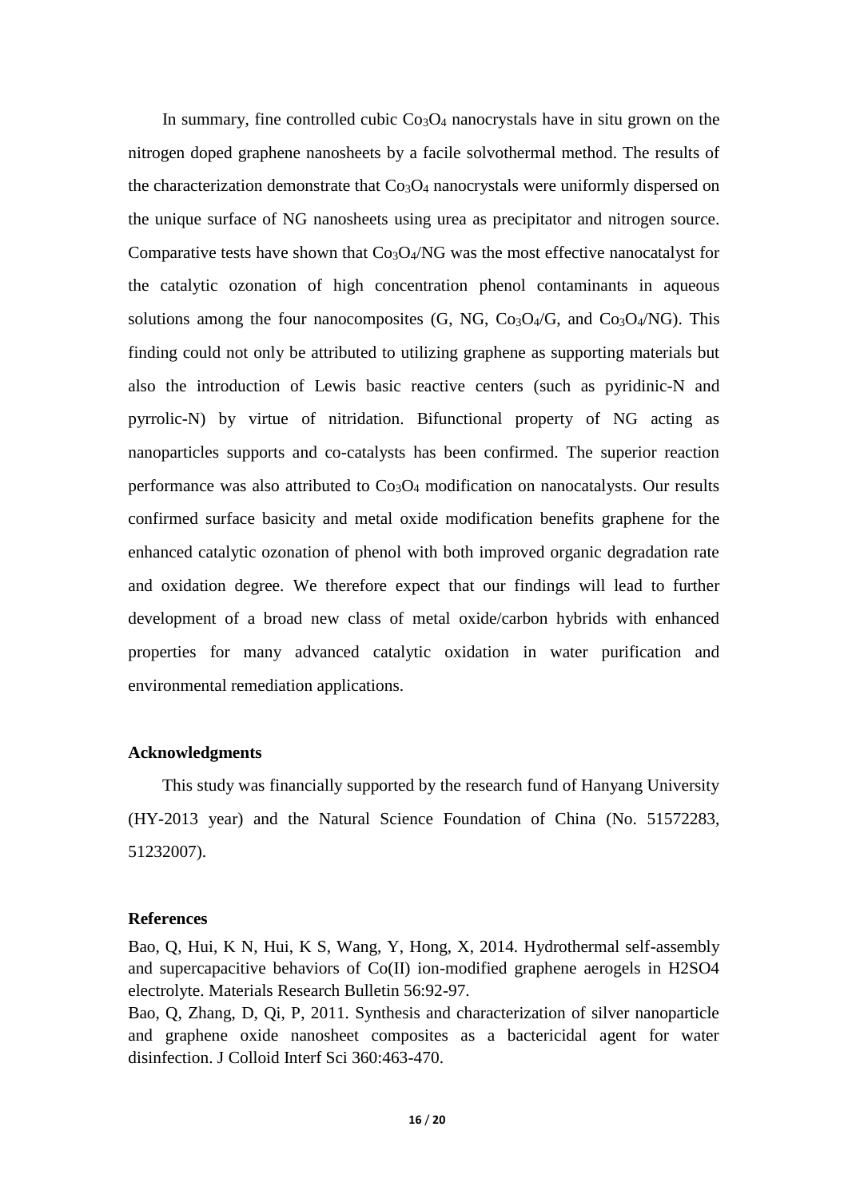In summary, fine controlled cubic $Co_3O_4$ nanocrystals have in situ grown on the nitrogen doped graphene nanosheets by a facile solvothermal method. The results of the characterization demonstrate that $Co_3O_4$ nanocrystals were uniformly dispersed on the unique surface of NG nanosheets using urea as precipitator and nitrogen source. Comparative tests have shown that $Co_3O_4$/NG was the most effective nanocatalyst for the catalytic ozonation of high concentration phenol contaminants in aqueous solutions among the four nanocomposites (G, NG, $Co_3O_4$/G, and $Co_3O_4$/NG). This finding could not only be attributed to utilizing graphene as supporting materials but also the introduction of Lewis basic reactive centers (such as pyridinic-N and pyrrolic-N) by virtue of nitridation. Bifunctional property of NG acting as nanoparticles supports and co-catalysts has been confirmed. The superior reaction performance was also attributed to $Co_3O_4$ modification on nanocatalysts. Our results confirmed surface basicity and metal oxide modification benefits graphene for the enhanced catalytic ozonation of phenol with both improved organic degradation rate and oxidation degree. We therefore expect that our findings will lead to further development of a broad new class of metal oxide/carbon hybrids with enhanced properties for many advanced catalytic oxidation in water purification and environmental remediation applications.

## Acknowledgments

This study was financially supported by the research fund of Hanyang University (HY-2013 year) and the Natural Science Foundation of China (No. 51572283, 51232007).

## References

Bao, Q, Hui, K N, Hui, K S, Wang, Y, Hong, X, 2014. Hydrothermal self-assembly and supercapacitive behaviors of Co(II) ion-modified graphene aerogels in H2SO4 electrolyte. Materials Research Bulletin 56:92-97.

Bao, Q, Zhang, D, Qi, P, 2011. Synthesis and characterization of silver nanoparticle and graphene oxide nanosheet composites as a bactericidal agent for water disinfection. J Colloid Interf Sci 360:463-470.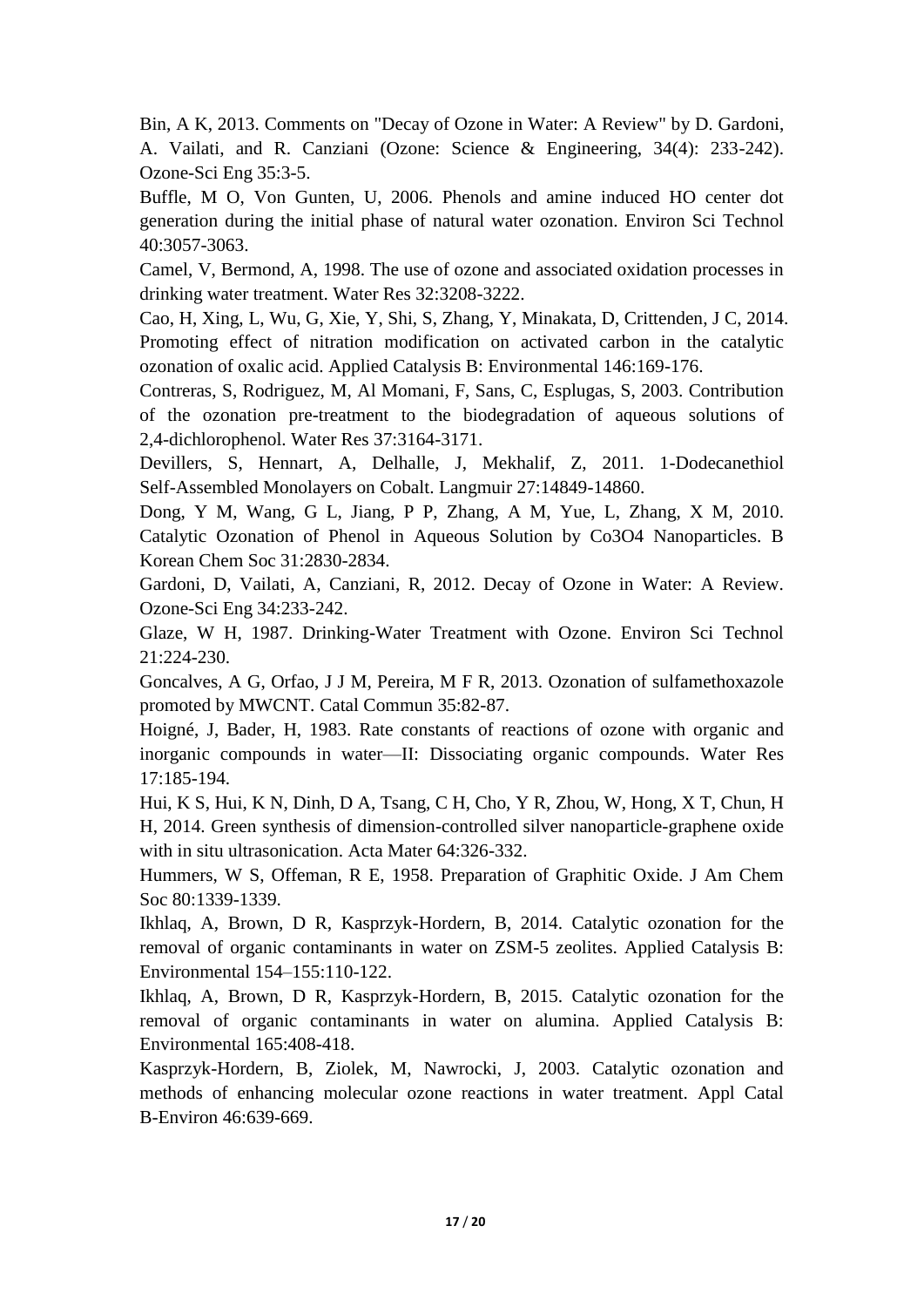Bin, A K, 2013. Comments on "Decay of Ozone in Water: A Review" by D. Gardoni, A. Vailati, and R. Canziani (Ozone: Science & Engineering, 34(4): 233-242). Ozone-Sci Eng 35:3-5.

Buffle, M O, Von Gunten, U, 2006. Phenols and amine induced HO center dot generation during the initial phase of natural water ozonation. Environ Sci Technol 40:3057-3063.

Camel, V, Bermond, A, 1998. The use of ozone and associated oxidation processes in drinking water treatment. Water Res 32:3208-3222.

Cao, H, Xing, L, Wu, G, Xie, Y, Shi, S, Zhang, Y, Minakata, D, Crittenden, J C, 2014. Promoting effect of nitration modification on activated carbon in the catalytic ozonation of oxalic acid. Applied Catalysis B: Environmental 146:169-176.

Contreras, S, Rodriguez, M, Al Momani, F, Sans, C, Esplugas, S, 2003. Contribution of the ozonation pre-treatment to the biodegradation of aqueous solutions of 2,4-dichlorophenol. Water Res 37:3164-3171.

Devillers, S, Hennart, A, Delhalle, J, Mekhalif, Z, 2011. 1-Dodecanethiol Self-Assembled Monolayers on Cobalt. Langmuir 27:14849-14860.

Dong, Y M, Wang, G L, Jiang, P P, Zhang, A M, Yue, L, Zhang, X M, 2010. Catalytic Ozonation of Phenol in Aqueous Solution by Co3O4 Nanoparticles. B Korean Chem Soc 31:2830-2834.

Gardoni, D, Vailati, A, Canziani, R, 2012. Decay of Ozone in Water: A Review. Ozone-Sci Eng 34:233-242.

Glaze, W H, 1987. Drinking-Water Treatment with Ozone. Environ Sci Technol 21:224-230.

Goncalves, A G, Orfao, J J M, Pereira, M F R, 2013. Ozonation of sulfamethoxazole promoted by MWCNT. Catal Commun 35:82-87.

Hoigné, J, Bader, H, 1983. Rate constants of reactions of ozone with organic and inorganic compounds in water—II: Dissociating organic compounds. Water Res 17:185-194.

Hui, K S, Hui, K N, Dinh, D A, Tsang, C H, Cho, Y R, Zhou, W, Hong, X T, Chun, H H, 2014. Green synthesis of dimension-controlled silver nanoparticle-graphene oxide with in situ ultrasonication. Acta Mater 64:326-332.

Hummers, W S, Offeman, R E, 1958. Preparation of Graphitic Oxide. J Am Chem Soc 80:1339-1339.

Ikhlaq, A, Brown, D R, Kasprzyk-Hordern, B, 2014. Catalytic ozonation for the removal of organic contaminants in water on ZSM-5 zeolites. Applied Catalysis B: Environmental 154–155:110-122.

Ikhlaq, A, Brown, D R, Kasprzyk-Hordern, B, 2015. Catalytic ozonation for the removal of organic contaminants in water on alumina. Applied Catalysis B: Environmental 165:408-418.

Kasprzyk-Hordern, B, Ziolek, M, Nawrocki, J, 2003. Catalytic ozonation and methods of enhancing molecular ozone reactions in water treatment. Appl Catal B-Environ 46:639-669.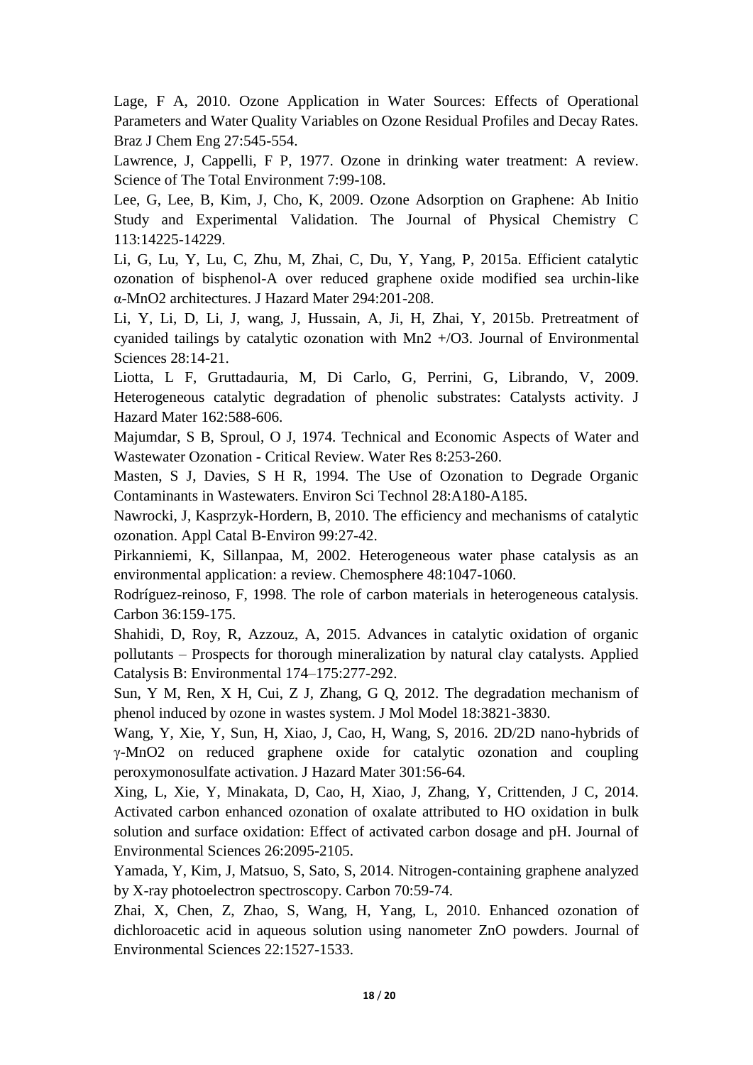Lage, F A, 2010. Ozone Application in Water Sources: Effects of Operational Parameters and Water Quality Variables on Ozone Residual Profiles and Decay Rates. Braz J Chem Eng 27:545-554.

Lawrence, J, Cappelli, F P, 1977. Ozone in drinking water treatment: A review. Science of The Total Environment 7:99-108.

Lee, G, Lee, B, Kim, J, Cho, K, 2009. Ozone Adsorption on Graphene: Ab Initio Study and Experimental Validation. The Journal of Physical Chemistry C 113:14225-14229.

Li, G, Lu, Y, Lu, C, Zhu, M, Zhai, C, Du, Y, Yang, P, 2015a. Efficient catalytic ozonation of bisphenol-A over reduced graphene oxide modified sea urchin-like α-$MnO_2$ architectures. J Hazard Mater 294:201-208.

Li, Y, Li, D, Li, J, wang, J, Hussain, A, Ji, H, Zhai, Y, 2015b. Pretreatment of cyanided tailings by catalytic ozonation with $Mn^{2+}/O_3$. Journal of Environmental Sciences 28:14-21.

Liotta, L F, Gruttadauria, M, Di Carlo, G, Perrini, G, Librando, V, 2009. Heterogeneous catalytic degradation of phenolic substrates: Catalysts activity. J Hazard Mater 162:588-606.

Majumdar, S B, Sproul, O J, 1974. Technical and Economic Aspects of Water and Wastewater Ozonation - Critical Review. Water Res 8:253-260.

Masten, S J, Davies, S H R, 1994. The Use of Ozonation to Degrade Organic Contaminants in Wastewaters. Environ Sci Technol 28:A180-A185.

Nawrocki, J, Kasprzyk-Hordern, B, 2010. The efficiency and mechanisms of catalytic ozonation. Appl Catal B-Environ 99:27-42.

Pirkanniemi, K, Sillanpaa, M, 2002. Heterogeneous water phase catalysis as an environmental application: a review. Chemosphere 48:1047-1060.

Rodríguez-reinoso, F, 1998. The role of carbon materials in heterogeneous catalysis. Carbon 36:159-175.

Shahidi, D, Roy, R, Azzouz, A, 2015. Advances in catalytic oxidation of organic pollutants – Prospects for thorough mineralization by natural clay catalysts. Applied Catalysis B: Environmental 174–175:277-292.

Sun, Y M, Ren, X H, Cui, Z J, Zhang, G Q, 2012. The degradation mechanism of phenol induced by ozone in wastes system. J Mol Model 18:3821-3830.

Wang, Y, Xie, Y, Sun, H, Xiao, J, Cao, H, Wang, S, 2016. 2D/2D nano-hybrids of γ-$MnO_2$ on reduced graphene oxide for catalytic ozonation and coupling peroxymonosulfate activation. J Hazard Mater 301:56-64.

Xing, L, Xie, Y, Minakata, D, Cao, H, Xiao, J, Zhang, Y, Crittenden, J C, 2014. Activated carbon enhanced ozonation of oxalate attributed to HO oxidation in bulk solution and surface oxidation: Effect of activated carbon dosage and pH. Journal of Environmental Sciences 26:2095-2105.

Yamada, Y, Kim, J, Matsuo, S, Sato, S, 2014. Nitrogen-containing graphene analyzed by X-ray photoelectron spectroscopy. Carbon 70:59-74.

Zhai, X, Chen, Z, Zhao, S, Wang, H, Yang, L, 2010. Enhanced ozonation of dichloroacetic acid in aqueous solution using nanometer ZnO powders. Journal of Environmental Sciences 22:1527-1533.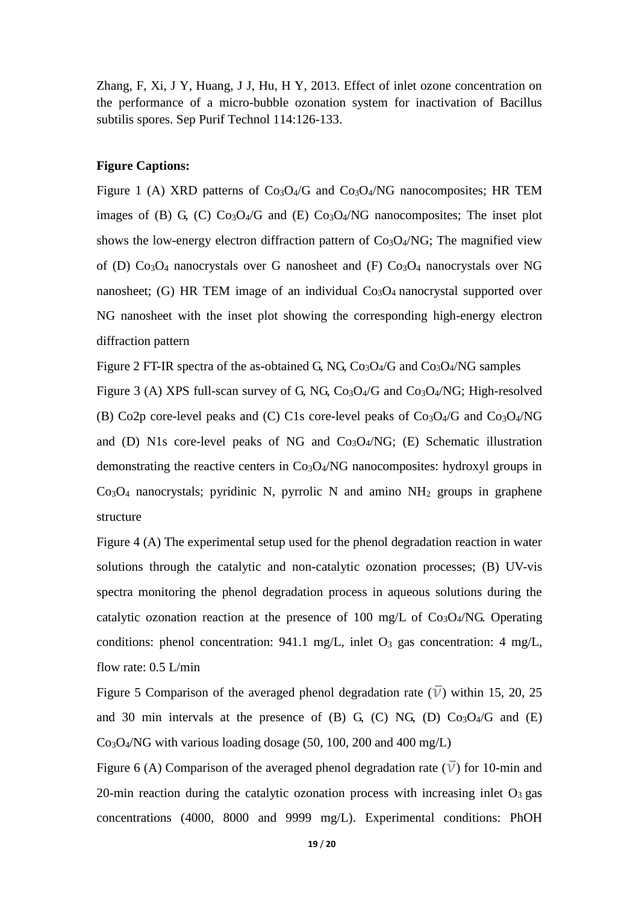Zhang, F, Xi, J Y, Huang, J J, Hu, H Y, 2013. Effect of inlet ozone concentration on the performance of a micro-bubble ozonation system for inactivation of Bacillus subtilis spores. Sep Purif Technol 114:126-133.

**Figure Captions:**

Figure 1 (A) XRD patterns of $Co_3O_4$/G and $Co_3O_4$/NG nanocomposites; HR TEM images of (B) G, (C) $Co_3O_4$/G and (E) $Co_3O_4$/NG nanocomposites; The inset plot shows the low-energy electron diffraction pattern of $Co_3O_4$/NG; The magnified view of (D) $Co_3O_4$ nanocrystals over G nanosheet and (F) $Co_3O_4$ nanocrystals over NG nanosheet; (G) HR TEM image of an individual $Co_3O_4$ nanocrystal supported over NG nanosheet with the inset plot showing the corresponding high-energy electron diffraction pattern

Figure 2 FT-IR spectra of the as-obtained G, NG, $Co_3O_4$/G and $Co_3O_4$/NG samples

Figure 3 (A) XPS full-scan survey of G, NG, $Co_3O_4$/G and $Co_3O_4$/NG; High-resolved (B) Co2p core-level peaks and (C) C1s core-level peaks of $Co_3O_4$/G and $Co_3O_4$/NG and (D) N1s core-level peaks of NG and $Co_3O_4$/NG; (E) Schematic illustration demonstrating the reactive centers in $Co_3O_4$/NG nanocomposites: hydroxyl groups in $Co_3O_4$ nanocrystals; pyridinic N, pyrrolic N and amino $NH_2$ groups in graphene structure

Figure 4 (A) The experimental setup used for the phenol degradation reaction in water solutions through the catalytic and non-catalytic ozonation processes; (B) UV-vis spectra monitoring the phenol degradation process in aqueous solutions during the catalytic ozonation reaction at the presence of 100 mg/L of $Co_3O_4$/NG. Operating conditions: phenol concentration: 941.1 mg/L, inlet $O_3$ gas concentration: 4 mg/L, flow rate: 0.5 L/min

Figure 5 Comparison of the averaged phenol degradation rate ($\bar{\nu}$) within 15, 20, 25 and 30 min intervals at the presence of (B) G, (C) NG, (D) $Co_3O_4$/G and (E) $Co_3O_4$/NG with various loading dosage (50, 100, 200 and 400 mg/L)

Figure 6 (A) Comparison of the averaged phenol degradation rate ($\bar{\nu}$) for 10-min and 20-min reaction during the catalytic ozonation process with increasing inlet $O_3$ gas concentrations (4000, 8000 and 9999 mg/L). Experimental conditions: PhOH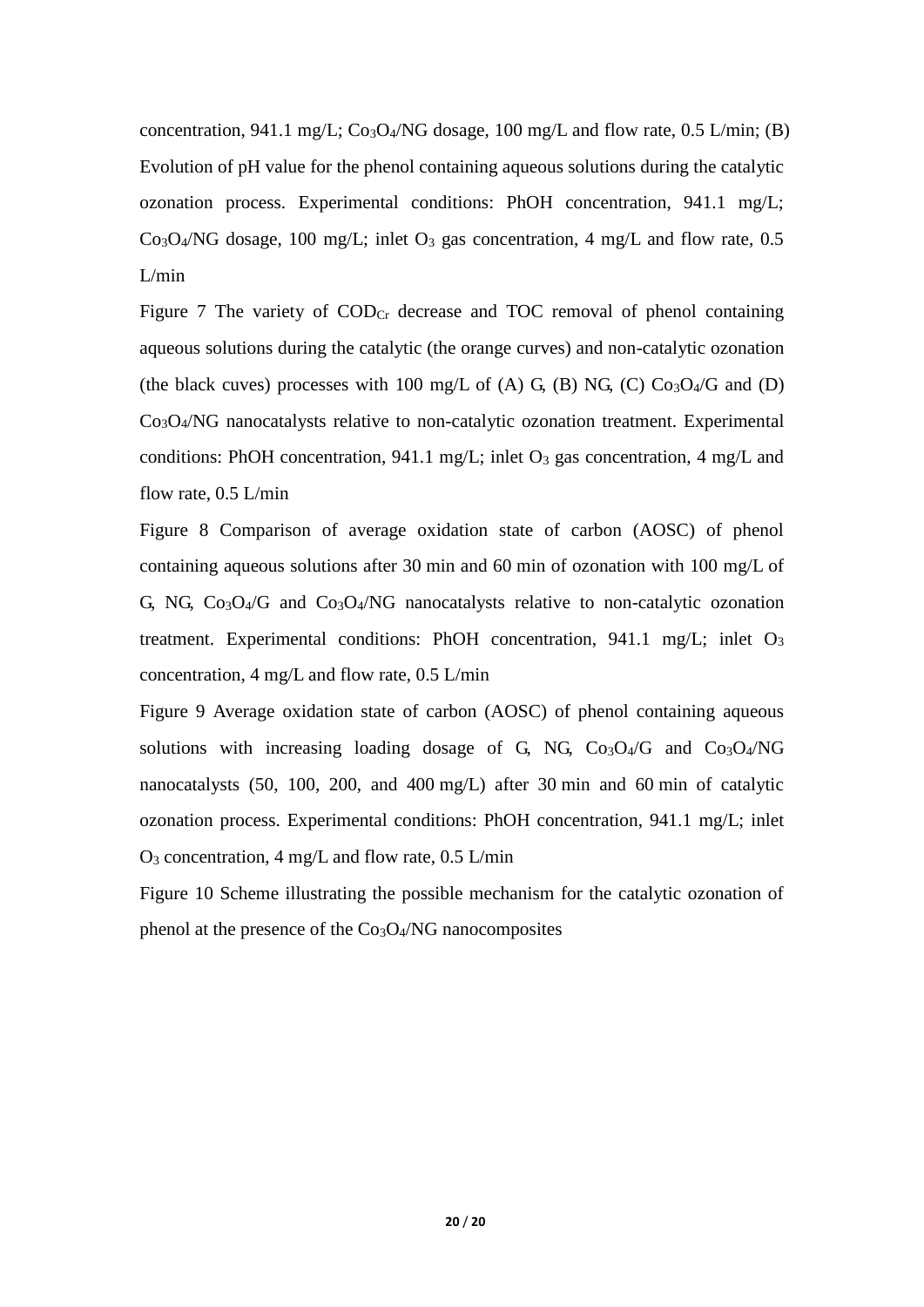concentration, 941.1 mg/L; $Co_3O_4$/NG dosage, 100 mg/L and flow rate, 0.5 L/min; (B) Evolution of pH value for the phenol containing aqueous solutions during the catalytic ozonation process. Experimental conditions: PhOH concentration, 941.1 mg/L; $Co_3O_4$/NG dosage, 100 mg/L; inlet $O_3$ gas concentration, 4 mg/L and flow rate, 0.5 L/min

Figure 7 The variety of $COD_{Cr}$ decrease and TOC removal of phenol containing aqueous solutions during the catalytic (the orange curves) and non-catalytic ozonation (the black cuves) processes with 100 mg/L of (A) G, (B) NG, (C) $Co_3O_4$/G and (D) $Co_3O_4$/NG nanocatalysts relative to non-catalytic ozonation treatment. Experimental conditions: PhOH concentration, 941.1 mg/L; inlet $O_3$ gas concentration, 4 mg/L and flow rate, 0.5 L/min

Figure 8 Comparison of average oxidation state of carbon (AOSC) of phenol containing aqueous solutions after 30 min and 60 min of ozonation with 100 mg/L of G, NG, $Co_3O_4$/G and $Co_3O_4$/NG nanocatalysts relative to non-catalytic ozonation treatment. Experimental conditions: PhOH concentration, 941.1 mg/L; inlet $O_3$ concentration, 4 mg/L and flow rate, 0.5 L/min

Figure 9 Average oxidation state of carbon (AOSC) of phenol containing aqueous solutions with increasing loading dosage of G, NG, $Co_3O_4$/G and $Co_3O_4$/NG nanocatalysts (50, 100, 200, and 400 mg/L) after 30 min and 60 min of catalytic ozonation process. Experimental conditions: PhOH concentration, 941.1 mg/L; inlet $O_3$ concentration, 4 mg/L and flow rate, 0.5 L/min

Figure 10 Scheme illustrating the possible mechanism for the catalytic ozonation of phenol at the presence of the $Co_3O_4$/NG nanocomposites